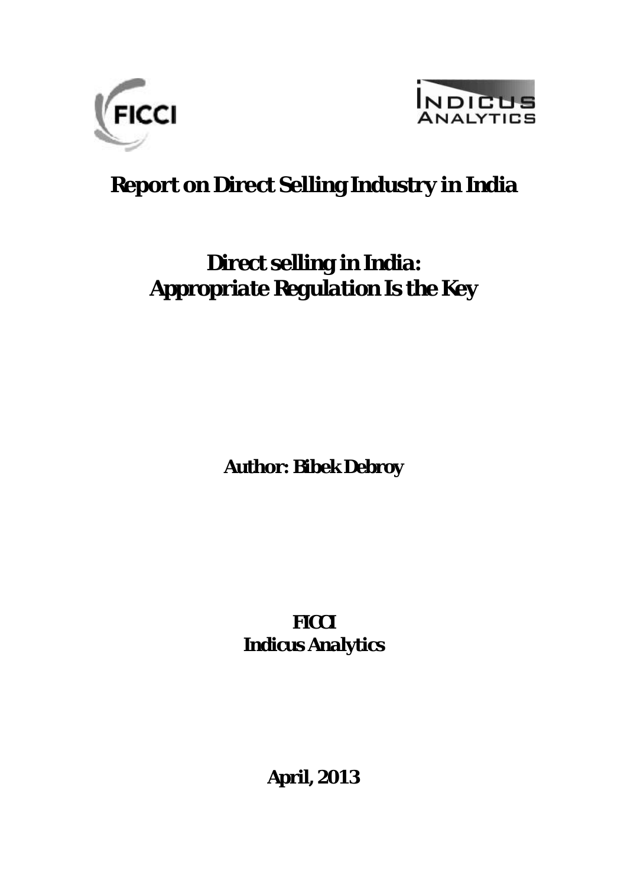# Report on Direct Selling Industry in India

## Direct selling in India: Appropriate Regulation Is the Key

**Author: Bibek Debroy**

**FICCI**
**Indicus Analytics**

**April, 2013**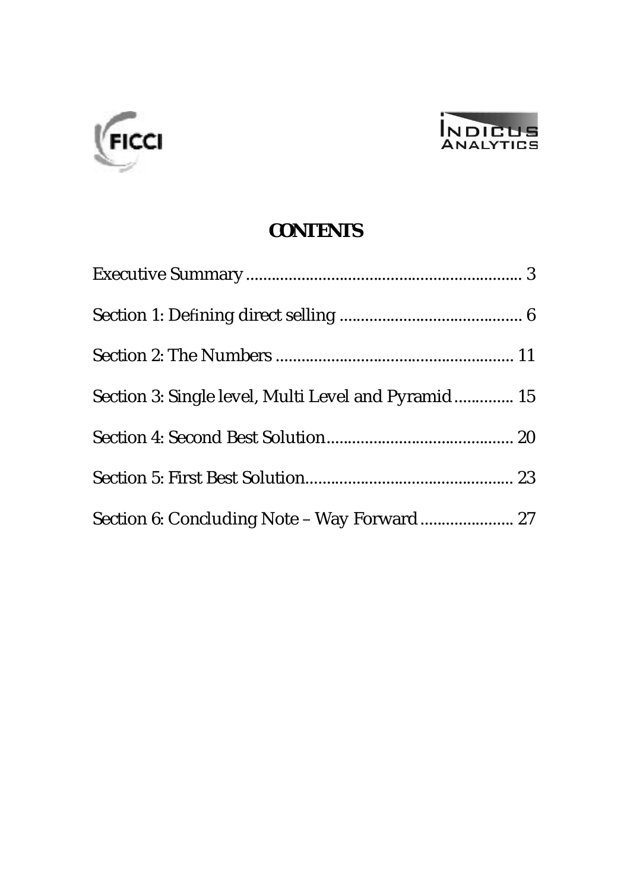# CONTENTS

Executive Summary ........................................................... 3

Section 1: Defining direct selling ........................................ 6

Section 2: The Numbers ..................................................... 11

Section 3: Single level, Multi Level and Pyramid .............. 15

Section 4: Second Best Solution......................................... 20

Section 5: First Best Solution.............................................. 23

Section 6: Concluding Note – Way Forward ...................... 27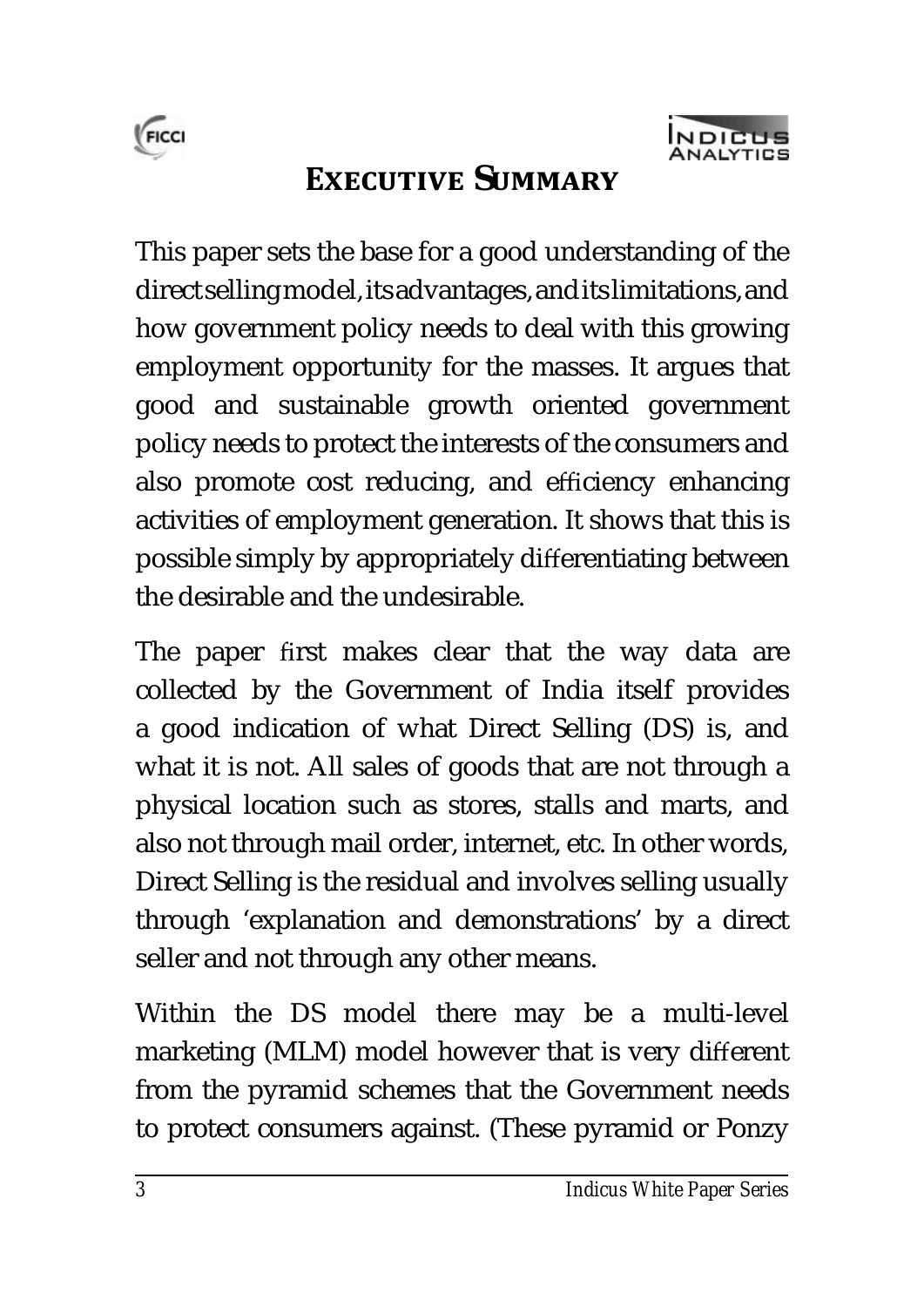# EXECUTIVE SUMMARY

This paper sets the base for a good understanding of the direct selling model, its advantages, and its limitations, and how government policy needs to deal with this growing employment opportunity for the masses. It argues that good and sustainable growth oriented government policy needs to protect the interests of the consumers and also promote cost reducing, and efficiency enhancing activities of employment generation. It shows that this is possible simply by appropriately differentiating between the desirable and the undesirable.

The paper first makes clear that the way data are collected by the Government of India itself provides a good indication of what Direct Selling (DS) is, and what it is not. All sales of goods that are not through a physical location such as stores, stalls and marts, and also not through mail order, internet, etc. In other words, Direct Selling is the residual and involves selling usually through 'explanation and demonstrations' by a direct seller and not through any other means.

Within the DS model there may be a multi-level marketing (MLM) model however that is very different from the pyramid schemes that the Government needs to protect consumers against. (These pyramid or Ponzy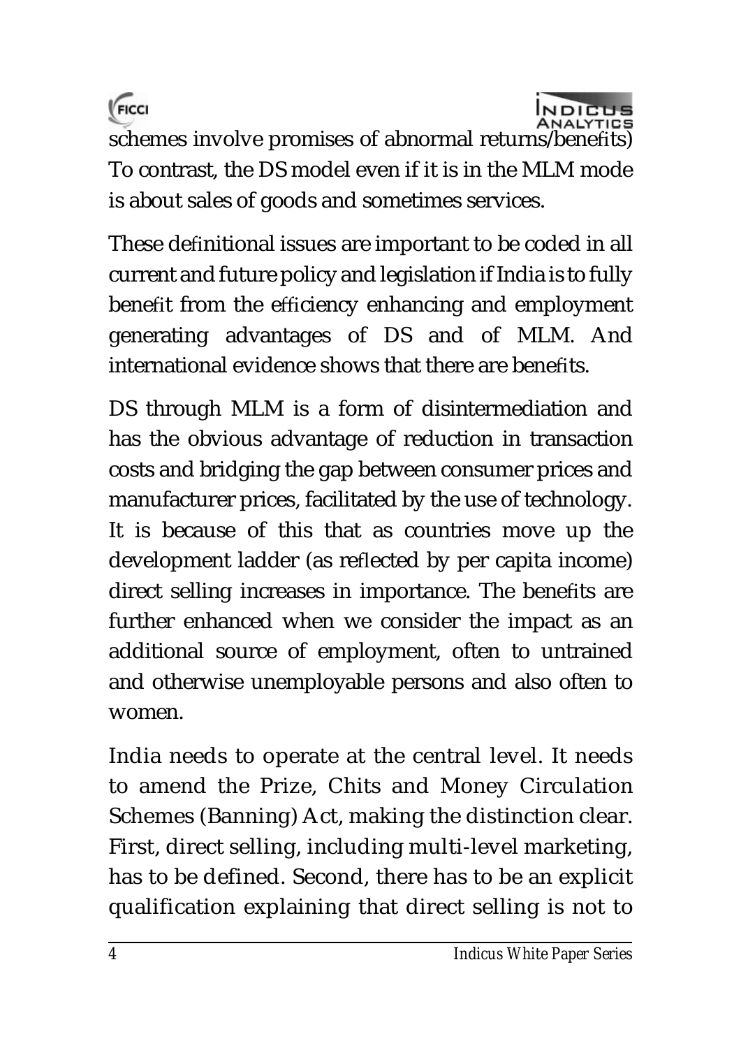schemes involve promises of abnormal returns/benefits) To contrast, the DS model even if it is in the MLM mode is about sales of goods and sometimes services.

These definitional issues are important to be coded in all current and future policy and legislation if India is to fully benefit from the efficiency enhancing and employment generating advantages of DS and of MLM. And international evidence shows that there are benefits.

DS through MLM is a form of disintermediation and has the obvious advantage of reduction in transaction costs and bridging the gap between consumer prices and manufacturer prices, facilitated by the use of technology. It is because of this that as countries move up the development ladder (as reflected by per capita income) direct selling increases in importance. The benefits are further enhanced when we consider the impact as an additional source of employment, often to untrained and otherwise unemployable persons and also often to women.

India needs to operate at the central level. It needs to amend the Prize, Chits and Money Circulation Schemes (Banning) Act, making the distinction clear. First, direct selling, including multi-level marketing, has to be defined. Second, there has to be an explicit qualification explaining that direct selling is not to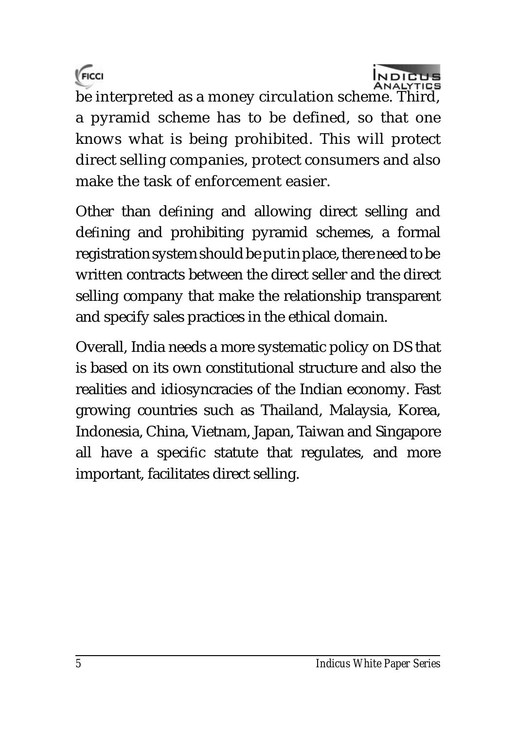be interpreted as a money circulation scheme. Third, a pyramid scheme has to be defined, so that one knows what is being prohibited. This will protect direct selling companies, protect consumers and also make the task of enforcement easier.

Other than defining and allowing direct selling and defining and prohibiting pyramid schemes, a formal registration system should be put in place, there need to be written contracts between the direct seller and the direct selling company that make the relationship transparent and specify sales practices in the ethical domain.

Overall, India needs a more systematic policy on DS that is based on its own constitutional structure and also the realities and idiosyncracies of the Indian economy. Fast growing countries such as Thailand, Malaysia, Korea, Indonesia, China, Vietnam, Japan, Taiwan and Singapore all have a specific statute that regulates, and more important, facilitates direct selling.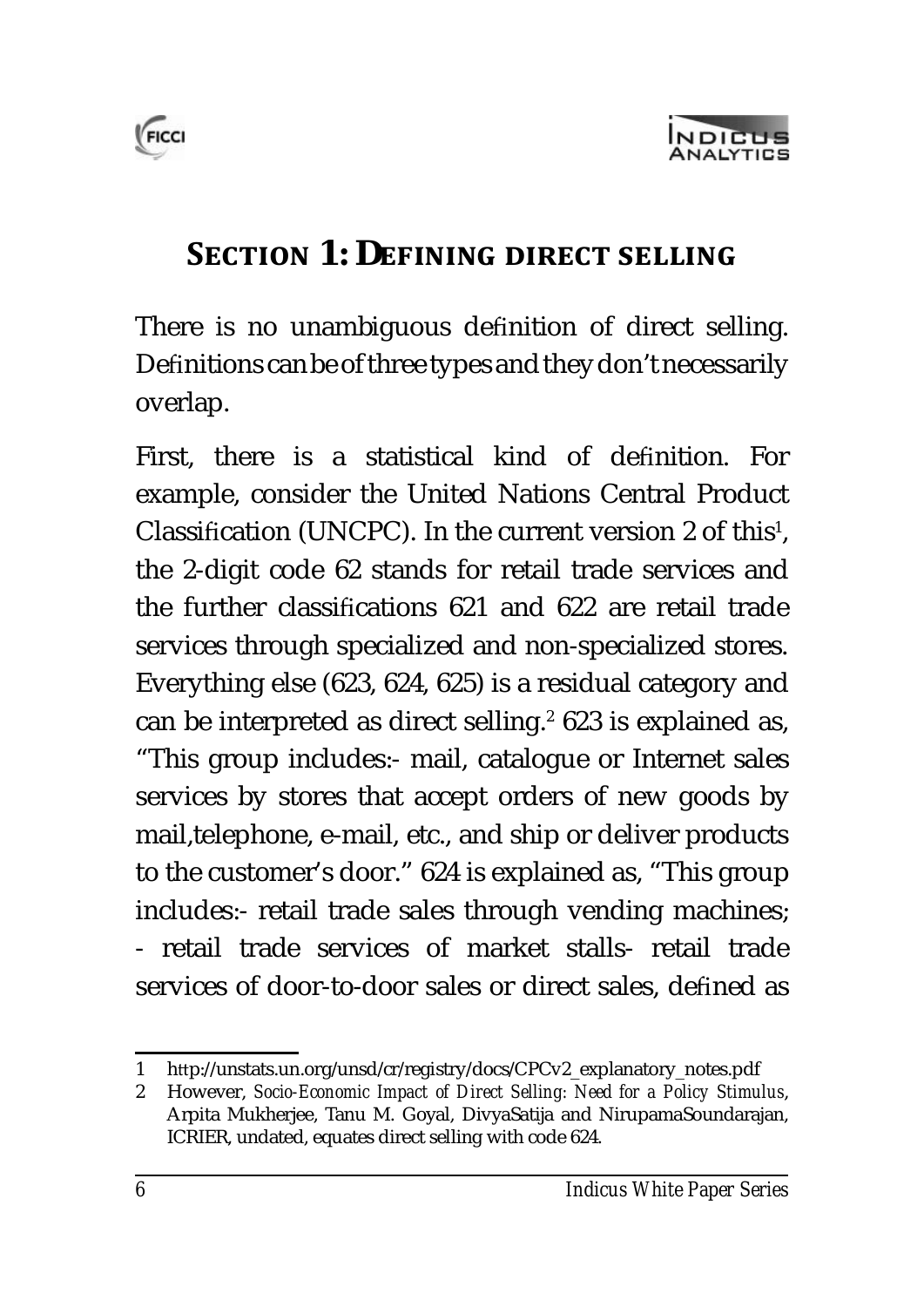## SECTION 1: DEFINING DIRECT SELLING

There is no unambiguous definition of direct selling. Definitions can be of three types and they don't necessarily overlap.

First, there is a statistical kind of definition. For example, consider the United Nations Central Product Classification (UNCPC). In the current version 2 of this[1], the 2-digit code 62 stands for retail trade services and the further classifications 621 and 622 are retail trade services through specialized and non-specialized stores. Everything else (623, 624, 625) is a residual category and can be interpreted as direct selling.[2] 623 is explained as, "This group includes:- mail, catalogue or Internet sales services by stores that accept orders of new goods by mail,telephone, e-mail, etc., and ship or deliver products to the customer's door." 624 is explained as, "This group includes:- retail trade sales through vending machines; - retail trade services of market stalls- retail trade services of door-to-door sales or direct sales, defined as

---

1 http://unstats.un.org/unsd/cr/registry/docs/CPCv2_explanatory_notes.pdf

2 However, *Socio-Economic Impact of Direct Selling: Need for a Policy Stimulus*, Arpita Mukherjee, Tanu M. Goyal, DivyaSatija and NirupamaSoundarajan, ICRIER, undated, equates direct selling with code 624.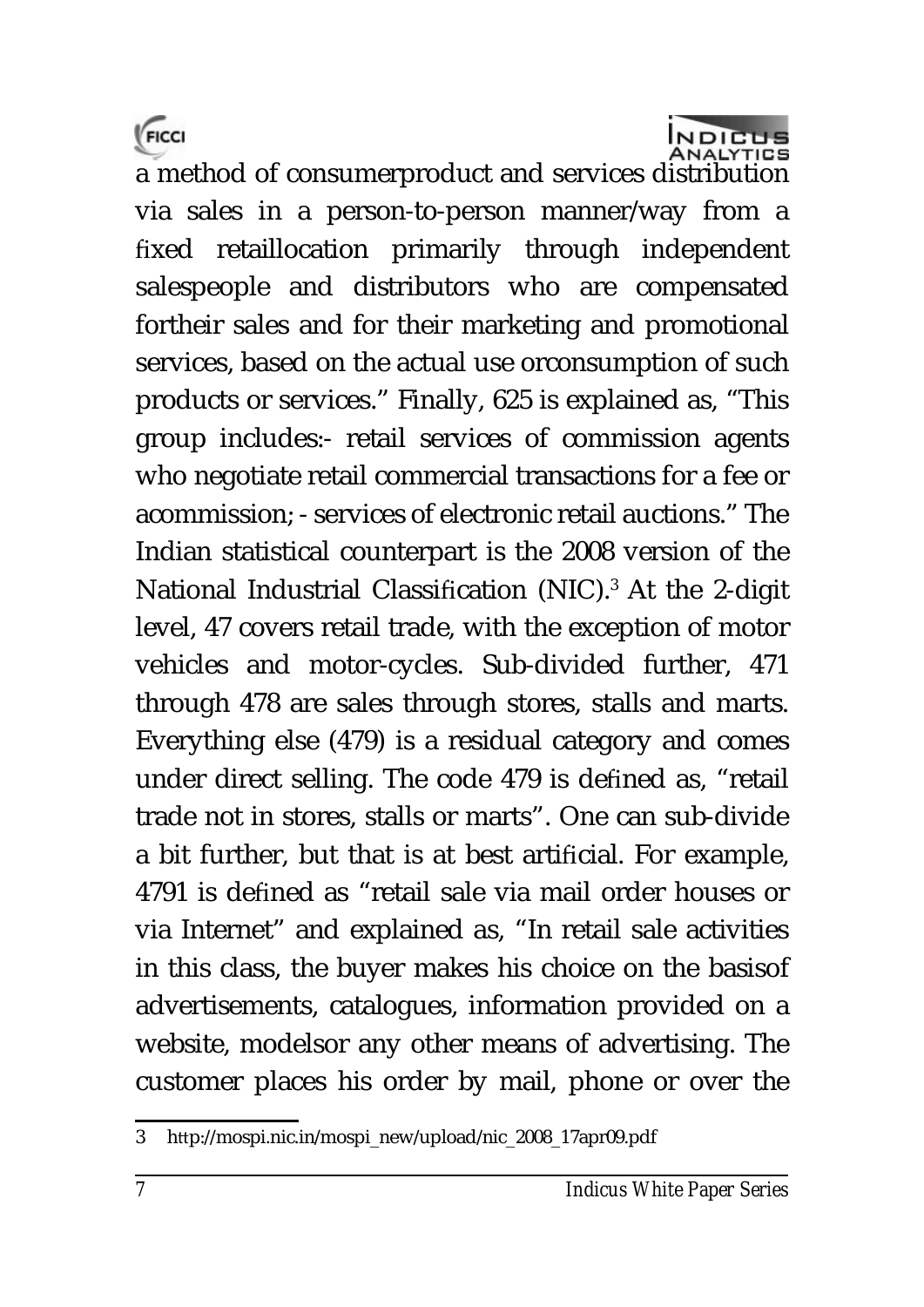a method of consumerproduct and services distribution via sales in a person-to-person manner/way from a fixed retaillocation primarily through independent salespeople and distributors who are compensated fortheir sales and for their marketing and promotional services, based on the actual use orconsumption of such products or services." Finally, 625 is explained as, "This group includes:- retail services of commission agents who negotiate retail commercial transactions for a fee or acommission; - services of electronic retail auctions." The Indian statistical counterpart is the 2008 version of the National Industrial Classification (NIC).[3] At the 2-digit level, 47 covers retail trade, with the exception of motor vehicles and motor-cycles. Sub-divided further, 471 through 478 are sales through stores, stalls and marts. Everything else (479) is a residual category and comes under direct selling. The code 479 is defined as, "retail trade not in stores, stalls or marts". One can sub-divide a bit further, but that is at best artificial. For example, 4791 is defined as "retail sale via mail order houses or via Internet" and explained as, "In retail sale activities in this class, the buyer makes his choice on the basisof advertisements, catalogues, information provided on a website, modelsor any other means of advertising. The customer places his order by mail, phone or over the

---

3 http://mospi.nic.in/mospi_new/upload/nic_2008_17apr09.pdf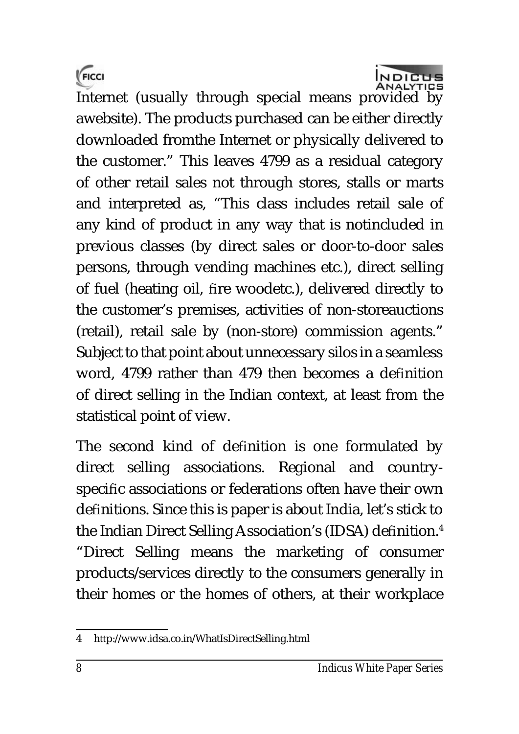Internet (usually through special means provided by awebsite). The products purchased can be either directly downloaded fromthe Internet or physically delivered to the customer." This leaves 4799 as a residual category of other retail sales not through stores, stalls or marts and interpreted as, "This class includes retail sale of any kind of product in any way that is notincluded in previous classes (by direct sales or door-to-door sales persons, through vending machines etc.), direct selling of fuel (heating oil, fire woodetc.), delivered directly to the customer's premises, activities of non-storeauctions (retail), retail sale by (non-store) commission agents." Subject to that point about unnecessary silos in a seamless word, 4799 rather than 479 then becomes a definition of direct selling in the Indian context, at least from the statistical point of view.

The second kind of definition is one formulated by direct selling associations. Regional and country-specific associations or federations often have their own definitions. Since this is paper is about India, let's stick to the Indian Direct Selling Association's (IDSA) definition.[4] "Direct Selling means the marketing of consumer products/services directly to the consumers generally in their homes or the homes of others, at their workplace

---

4 http://www.idsa.co.in/WhatIsDirectSelling.html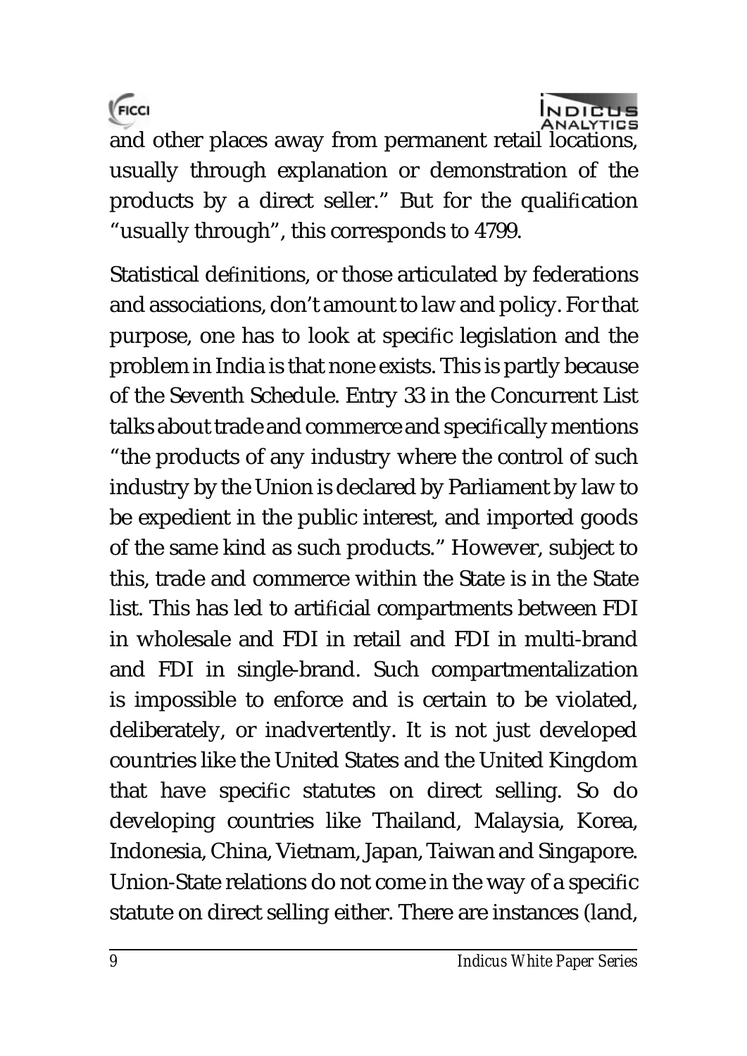and other places away from permanent retail locations, usually through explanation or demonstration of the products by a direct seller." But for the qualification "usually through", this corresponds to 4799.

Statistical definitions, or those articulated by federations and associations, don't amount to law and policy. For that purpose, one has to look at specific legislation and the problem in India is that none exists. This is partly because of the Seventh Schedule. Entry 33 in the Concurrent List talks about trade and commerce and specifically mentions "the products of any industry where the control of such industry by the Union is declared by Parliament by law to be expedient in the public interest, and imported goods of the same kind as such products." However, subject to this, trade and commerce within the State is in the State list. This has led to artificial compartments between FDI in wholesale and FDI in retail and FDI in multi-brand and FDI in single-brand. Such compartmentalization is impossible to enforce and is certain to be violated, deliberately, or inadvertently. It is not just developed countries like the United States and the United Kingdom that have specific statutes on direct selling. So do developing countries like Thailand, Malaysia, Korea, Indonesia, China, Vietnam, Japan, Taiwan and Singapore. Union-State relations do not come in the way of a specific statute on direct selling either. There are instances (land,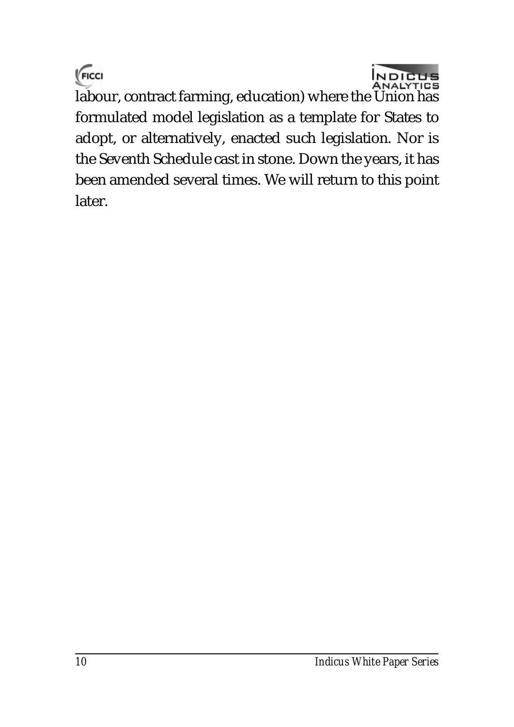labour, contract farming, education) where the Union has formulated model legislation as a template for States to adopt, or alternatively, enacted such legislation. Nor is the Seventh Schedule cast in stone. Down the years, it has been amended several times. We will return to this point later.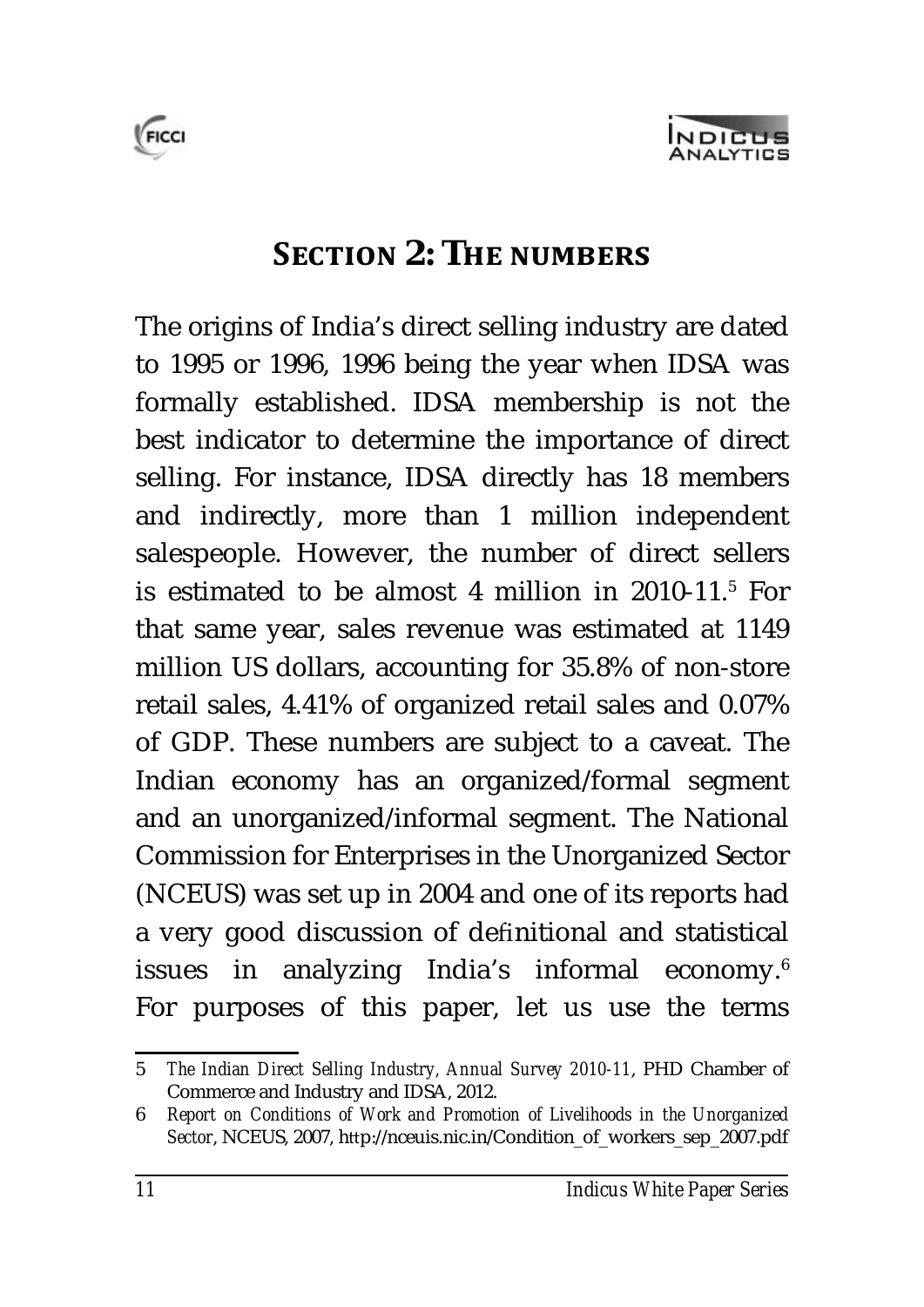## SECTION 2: THE NUMBERS

The origins of India's direct selling industry are dated to 1995 or 1996, 1996 being the year when IDSA was formally established. IDSA membership is not the best indicator to determine the importance of direct selling. For instance, IDSA directly has 18 members and indirectly, more than 1 million independent salespeople. However, the number of direct sellers is estimated to be almost 4 million in 2010-11.[5] For that same year, sales revenue was estimated at 1149 million US dollars, accounting for 35.8% of non-store retail sales, 4.41% of organized retail sales and 0.07% of GDP. These numbers are subject to a caveat. The Indian economy has an organized/formal segment and an unorganized/informal segment. The National Commission for Enterprises in the Unorganized Sector (NCEUS) was set up in 2004 and one of its reports had a very good discussion of definitional and statistical issues in analyzing India's informal economy.[6] For purposes of this paper, let us use the terms

---

5 *The Indian Direct Selling Industry, Annual Survey 2010-11*, PHD Chamber of Commerce and Industry and IDSA, 2012.

6 *Report on Conditions of Work and Promotion of Livelihoods in the Unorganized Sector*, NCEUS, 2007, http://nceuis.nic.in/Condition_of_workers_sep_2007.pdf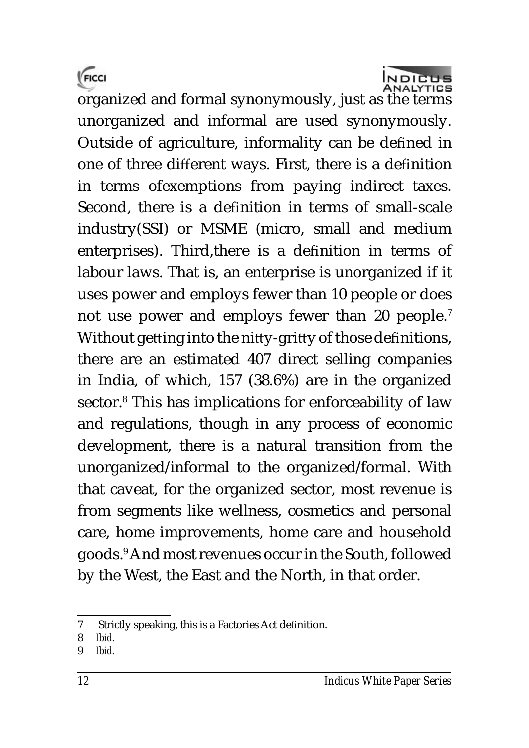organized and formal synonymously, just as the terms unorganized and informal are used synonymously. Outside of agriculture, informality can be defined in one of three different ways. First, there is a definition in terms ofexemptions from paying indirect taxes. Second, there is a definition in terms of small-scale industry(SSI) or MSME (micro, small and medium enterprises). Third,there is a definition in terms of labour laws. That is, an enterprise is unorganized if it uses power and employs fewer than 10 people or does not use power and employs fewer than 20 people.[7] Without getting into the nitty-gritty of those definitions, there are an estimated 407 direct selling companies in India, of which, 157 (38.6%) are in the organized sector.[8] This has implications for enforceability of law and regulations, though in any process of economic development, there is a natural transition from the unorganized/informal to the organized/formal. With that caveat, for the organized sector, most revenue is from segments like wellness, cosmetics and personal care, home improvements, home care and household goods.[9] And most revenues occur in the South, followed by the West, the East and the North, in that order.

---

7 Strictly speaking, this is a Factories Act definition.

8 *Ibid.*

9 *Ibid.*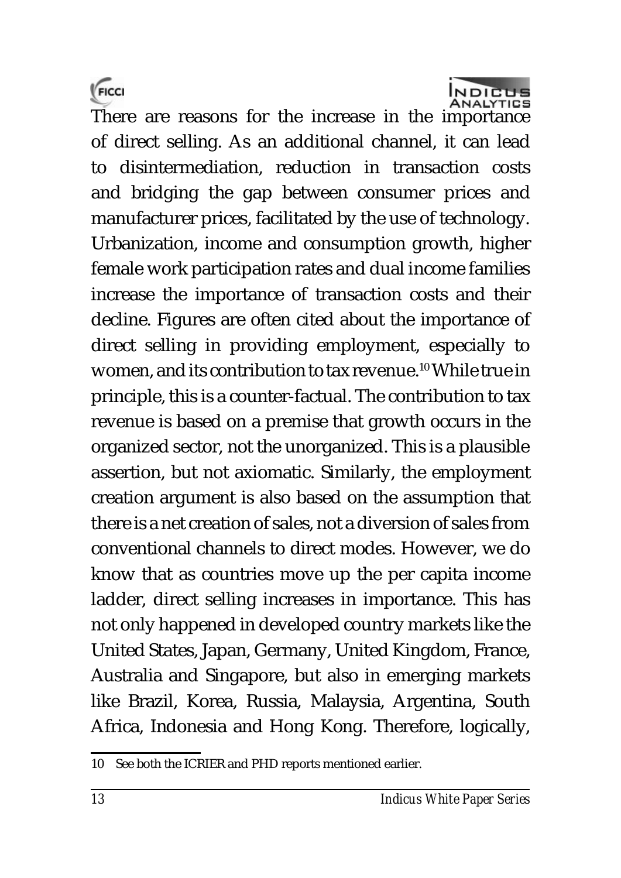There are reasons for the increase in the importance of direct selling. As an additional channel, it can lead to disintermediation, reduction in transaction costs and bridging the gap between consumer prices and manufacturer prices, facilitated by the use of technology. Urbanization, income and consumption growth, higher female work participation rates and dual income families increase the importance of transaction costs and their decline. Figures are often cited about the importance of direct selling in providing employment, especially to women, and its contribution to tax revenue.[10] While true in principle, this is a counter-factual. The contribution to tax revenue is based on a premise that growth occurs in the organized sector, not the unorganized. This is a plausible assertion, but not axiomatic. Similarly, the employment creation argument is also based on the assumption that there is a net creation of sales, not a diversion of sales from conventional channels to direct modes. However, we do know that as countries move up the per capita income ladder, direct selling increases in importance. This has not only happened in developed country markets like the United States, Japan, Germany, United Kingdom, France, Australia and Singapore, but also in emerging markets like Brazil, Korea, Russia, Malaysia, Argentina, South Africa, Indonesia and Hong Kong. Therefore, logically,

---

10 See both the ICRIER and PHD reports mentioned earlier.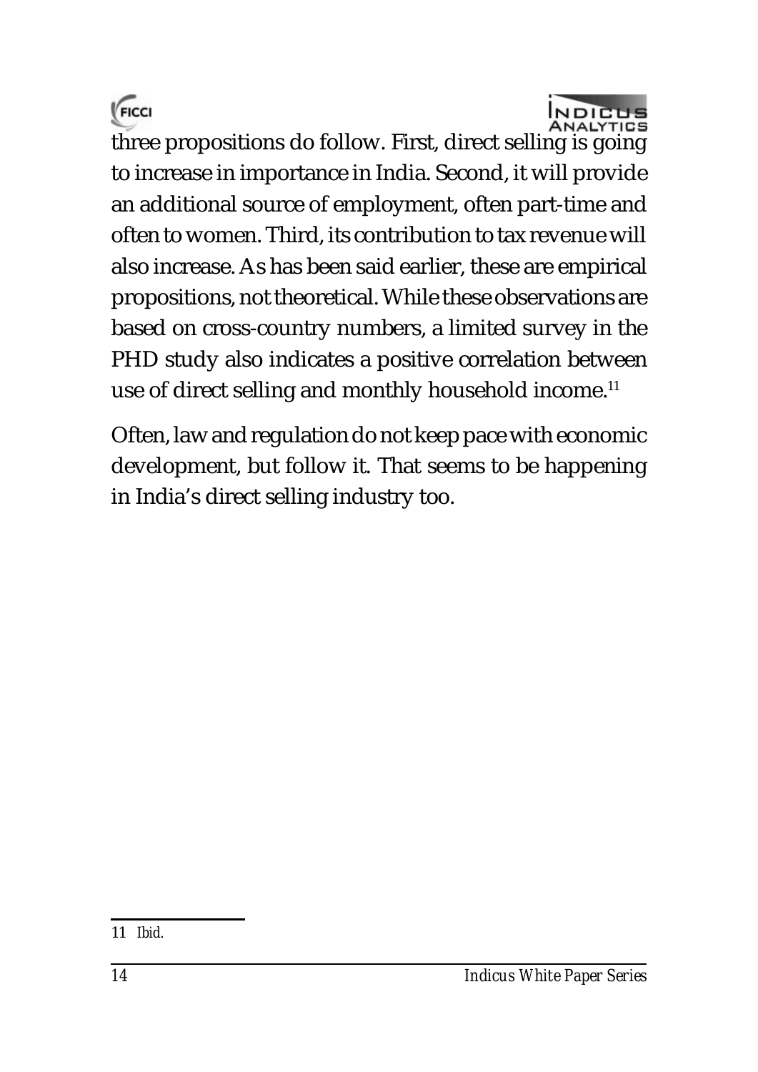three propositions do follow. First, direct selling is going to increase in importance in India. Second, it will provide an additional source of employment, often part-time and often to women. Third, its contribution to tax revenue will also increase. As has been said earlier, these are empirical propositions, not theoretical. While these observations are based on cross-country numbers, a limited survey in the PHD study also indicates a positive correlation between use of direct selling and monthly household income.[11]

Often, law and regulation do not keep pace with economic development, but follow it. That seems to be happening in India's direct selling industry too.

---

11 *Ibid.*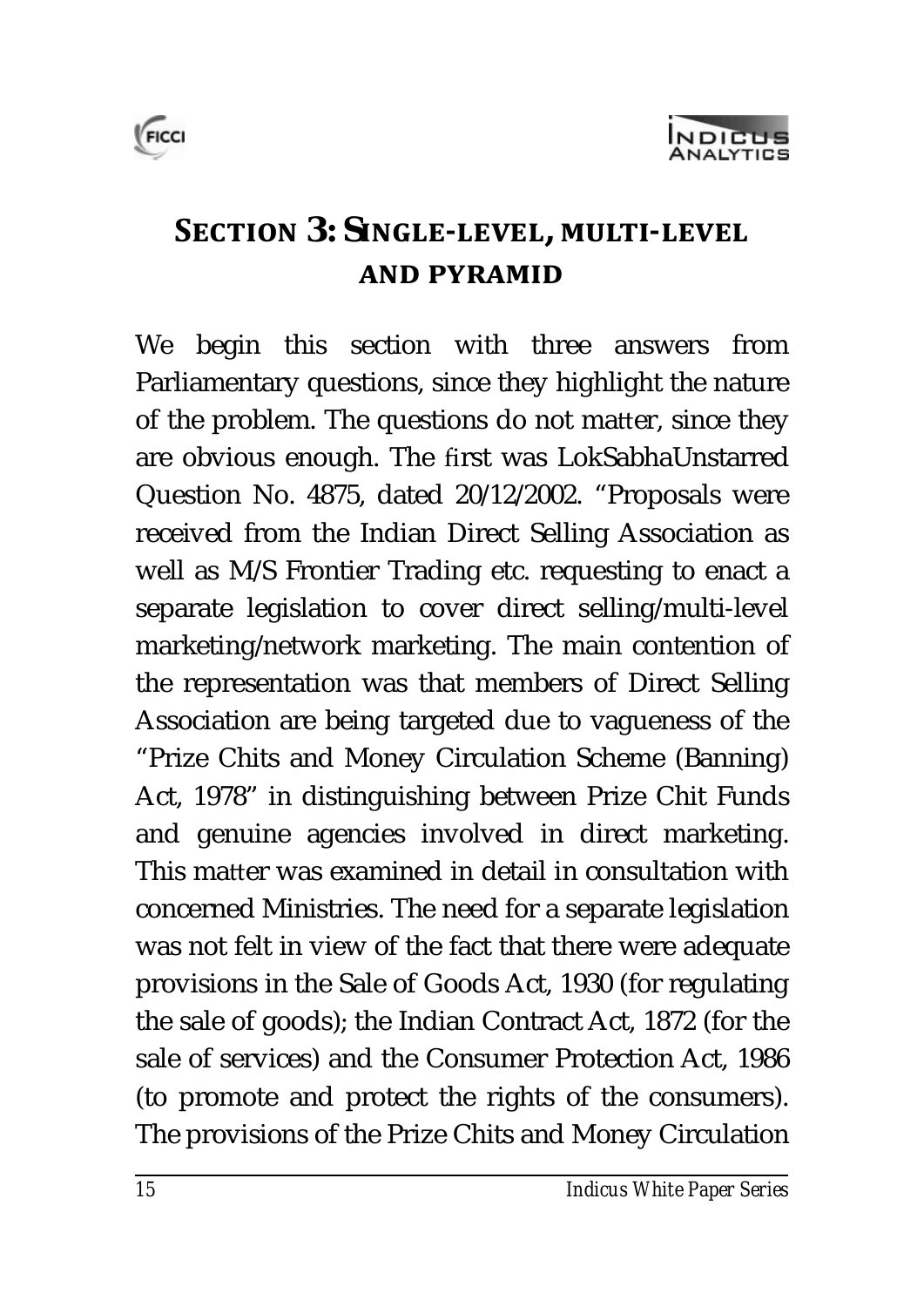## SECTION 3: SINGLE-LEVEL, MULTI-LEVEL AND PYRAMID

We begin this section with three answers from Parliamentary questions, since they highlight the nature of the problem. The questions do not matter, since they are obvious enough. The first was LokSabhaUnstarred Question No. 4875, dated 20/12/2002. "Proposals were received from the Indian Direct Selling Association as well as M/S Frontier Trading etc. requesting to enact a separate legislation to cover direct selling/multi-level marketing/network marketing. The main contention of the representation was that members of Direct Selling Association are being targeted due to vagueness of the "Prize Chits and Money Circulation Scheme (Banning) Act, 1978" in distinguishing between Prize Chit Funds and genuine agencies involved in direct marketing. This matter was examined in detail in consultation with concerned Ministries. The need for a separate legislation was not felt in view of the fact that there were adequate provisions in the Sale of Goods Act, 1930 (for regulating the sale of goods); the Indian Contract Act, 1872 (for the sale of services) and the Consumer Protection Act, 1986 (to promote and protect the rights of the consumers). The provisions of the Prize Chits and Money Circulation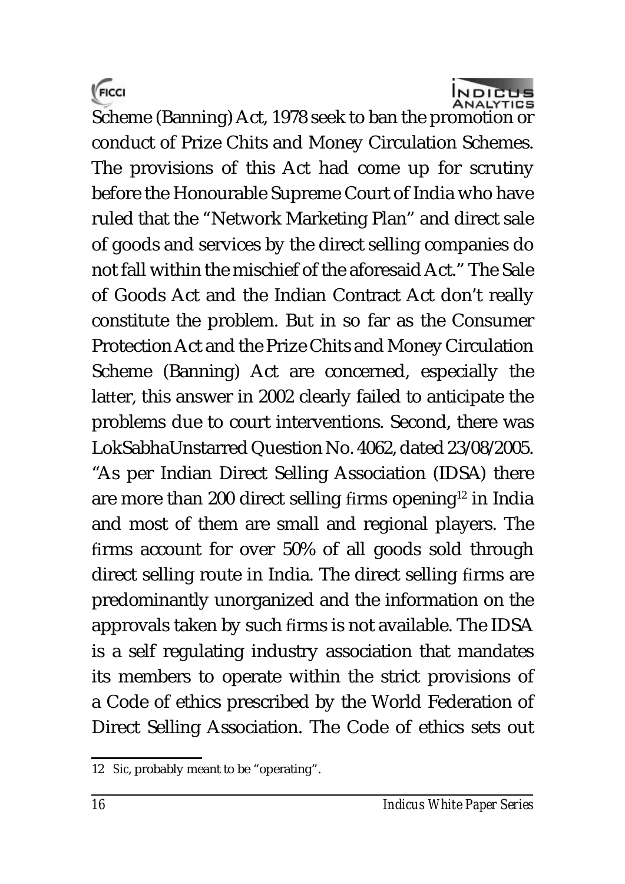Scheme (Banning) Act, 1978 seek to ban the promotion or conduct of Prize Chits and Money Circulation Schemes. The provisions of this Act had come up for scrutiny before the Honourable Supreme Court of India who have ruled that the "Network Marketing Plan" and direct sale of goods and services by the direct selling companies do not fall within the mischief of the aforesaid Act." The Sale of Goods Act and the Indian Contract Act don't really constitute the problem. But in so far as the Consumer Protection Act and the Prize Chits and Money Circulation Scheme (Banning) Act are concerned, especially the latter, this answer in 2002 clearly failed to anticipate the problems due to court interventions. Second, there was LokSabhaUnstarred Question No. 4062, dated 23/08/2005. "As per Indian Direct Selling Association (IDSA) there are more than 200 direct selling firms opening[12] in India and most of them are small and regional players. The firms account for over 50% of all goods sold through direct selling route in India. The direct selling firms are predominantly unorganized and the information on the approvals taken by such firms is not available. The IDSA is a self regulating industry association that mandates its members to operate within the strict provisions of a Code of ethics prescribed by the World Federation of Direct Selling Association. The Code of ethics sets out

---

12 *Sic*, probably meant to be "operating".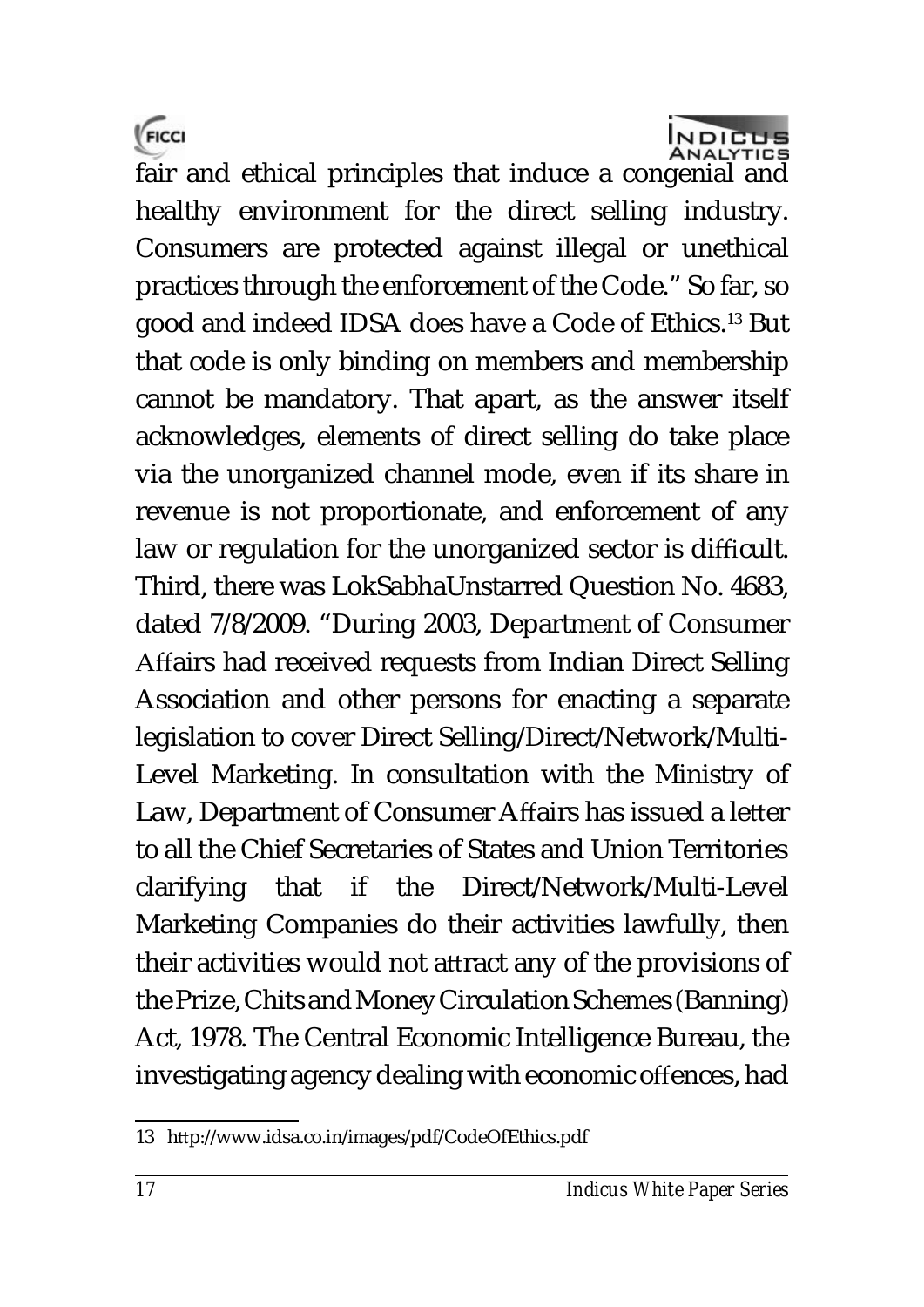fair and ethical principles that induce a congenial and healthy environment for the direct selling industry. Consumers are protected against illegal or unethical practices through the enforcement of the Code." So far, so good and indeed IDSA does have a Code of Ethics.[13] But that code is only binding on members and membership cannot be mandatory. That apart, as the answer itself acknowledges, elements of direct selling do take place via the unorganized channel mode, even if its share in revenue is not proportionate, and enforcement of any law or regulation for the unorganized sector is difficult. Third, there was LokSabhaUnstarred Question No. 4683, dated 7/8/2009. "During 2003, Department of Consumer Affairs had received requests from Indian Direct Selling Association and other persons for enacting a separate legislation to cover Direct Selling/Direct/Network/Multi-Level Marketing. In consultation with the Ministry of Law, Department of Consumer Affairs has issued a letter to all the Chief Secretaries of States and Union Territories clarifying that if the Direct/Network/Multi-Level Marketing Companies do their activities lawfully, then their activities would not attract any of the provisions of the Prize, Chits and Money Circulation Schemes (Banning) Act, 1978. The Central Economic Intelligence Bureau, the investigating agency dealing with economic offences, had

---

13 http://www.idsa.co.in/images/pdf/CodeOfEthics.pdf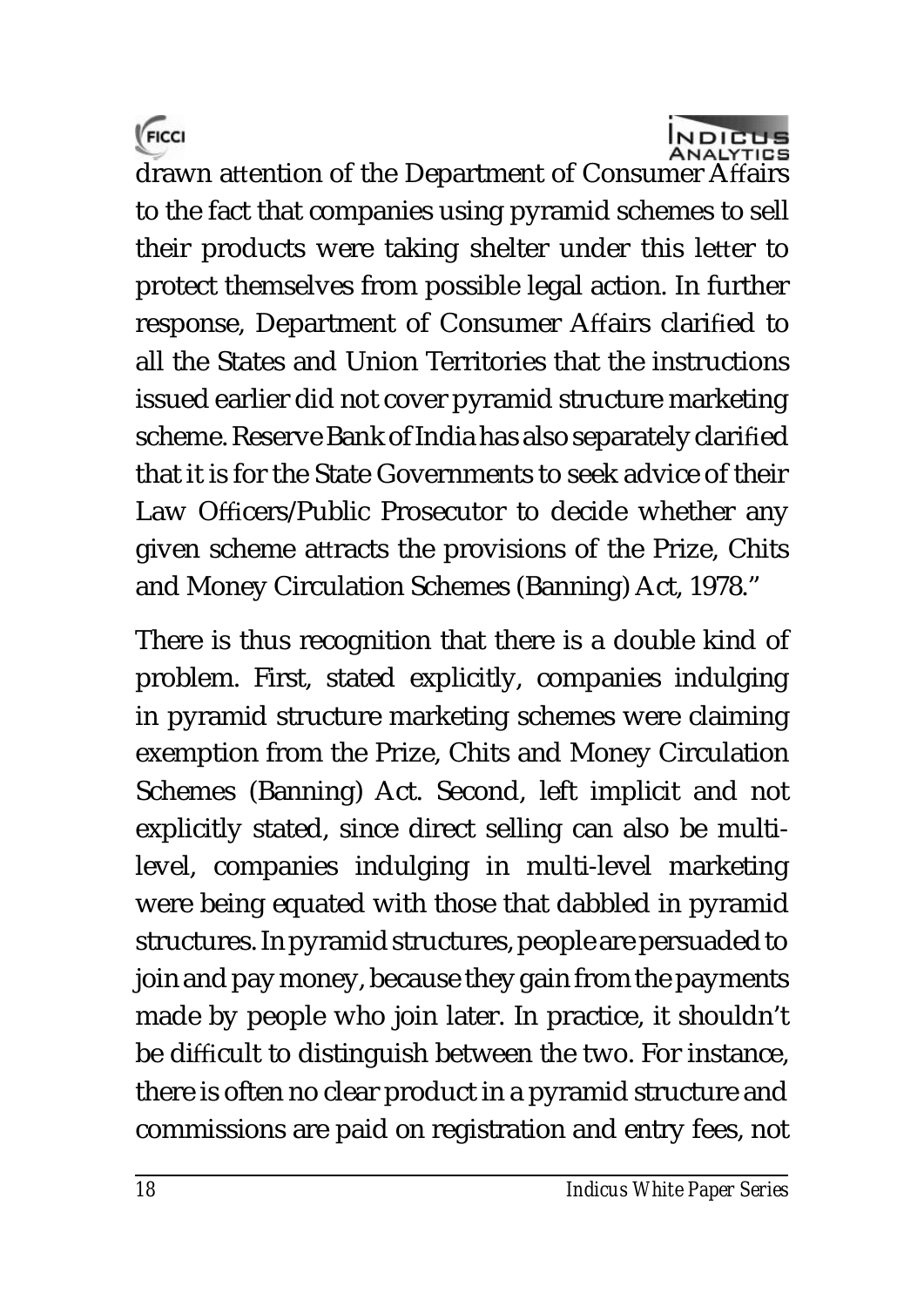drawn attention of the Department of Consumer Affairs to the fact that companies using pyramid schemes to sell their products were taking shelter under this letter to protect themselves from possible legal action. In further response, Department of Consumer Affairs clarified to all the States and Union Territories that the instructions issued earlier did not cover pyramid structure marketing scheme. Reserve Bank of India has also separately clarified that it is for the State Governments to seek advice of their Law Officers/Public Prosecutor to decide whether any given scheme attracts the provisions of the Prize, Chits and Money Circulation Schemes (Banning) Act, 1978."

There is thus recognition that there is a double kind of problem. First, stated explicitly, companies indulging in pyramid structure marketing schemes were claiming exemption from the Prize, Chits and Money Circulation Schemes (Banning) Act. Second, left implicit and not explicitly stated, since direct selling can also be multi-level, companies indulging in multi-level marketing were being equated with those that dabbled in pyramid structures. In pyramid structures, people are persuaded to join and pay money, because they gain from the payments made by people who join later. In practice, it shouldn't be difficult to distinguish between the two. For instance, there is often no clear product in a pyramid structure and commissions are paid on registration and entry fees, not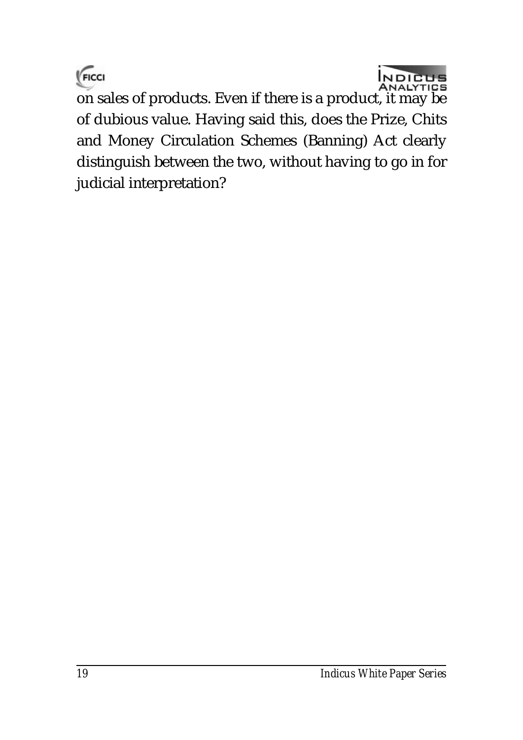on sales of products. Even if there is a product, it may be of dubious value. Having said this, does the Prize, Chits and Money Circulation Schemes (Banning) Act clearly distinguish between the two, without having to go in for judicial interpretation?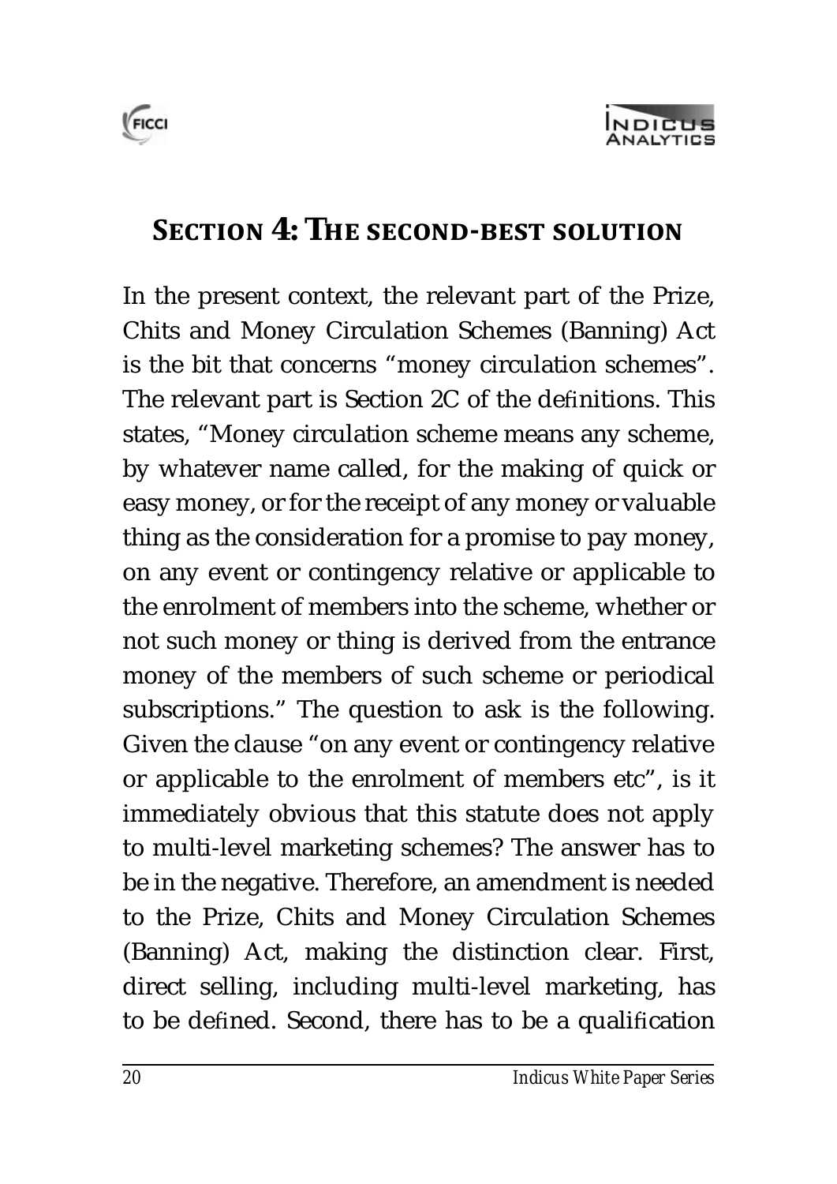## SECTION 4: THE SECOND-BEST SOLUTION

In the present context, the relevant part of the Prize, Chits and Money Circulation Schemes (Banning) Act is the bit that concerns "money circulation schemes". The relevant part is Section 2C of the definitions. This states, "Money circulation scheme means any scheme, by whatever name called, for the making of quick or easy money, or for the receipt of any money or valuable thing as the consideration for a promise to pay money, on any event or contingency relative or applicable to the enrolment of members into the scheme, whether or not such money or thing is derived from the entrance money of the members of such scheme or periodical subscriptions." The question to ask is the following. Given the clause "on any event or contingency relative or applicable to the enrolment of members etc", is it immediately obvious that this statute does not apply to multi-level marketing schemes? The answer has to be in the negative. Therefore, an amendment is needed to the Prize, Chits and Money Circulation Schemes (Banning) Act, making the distinction clear. First, direct selling, including multi-level marketing, has to be defined. Second, there has to be a qualification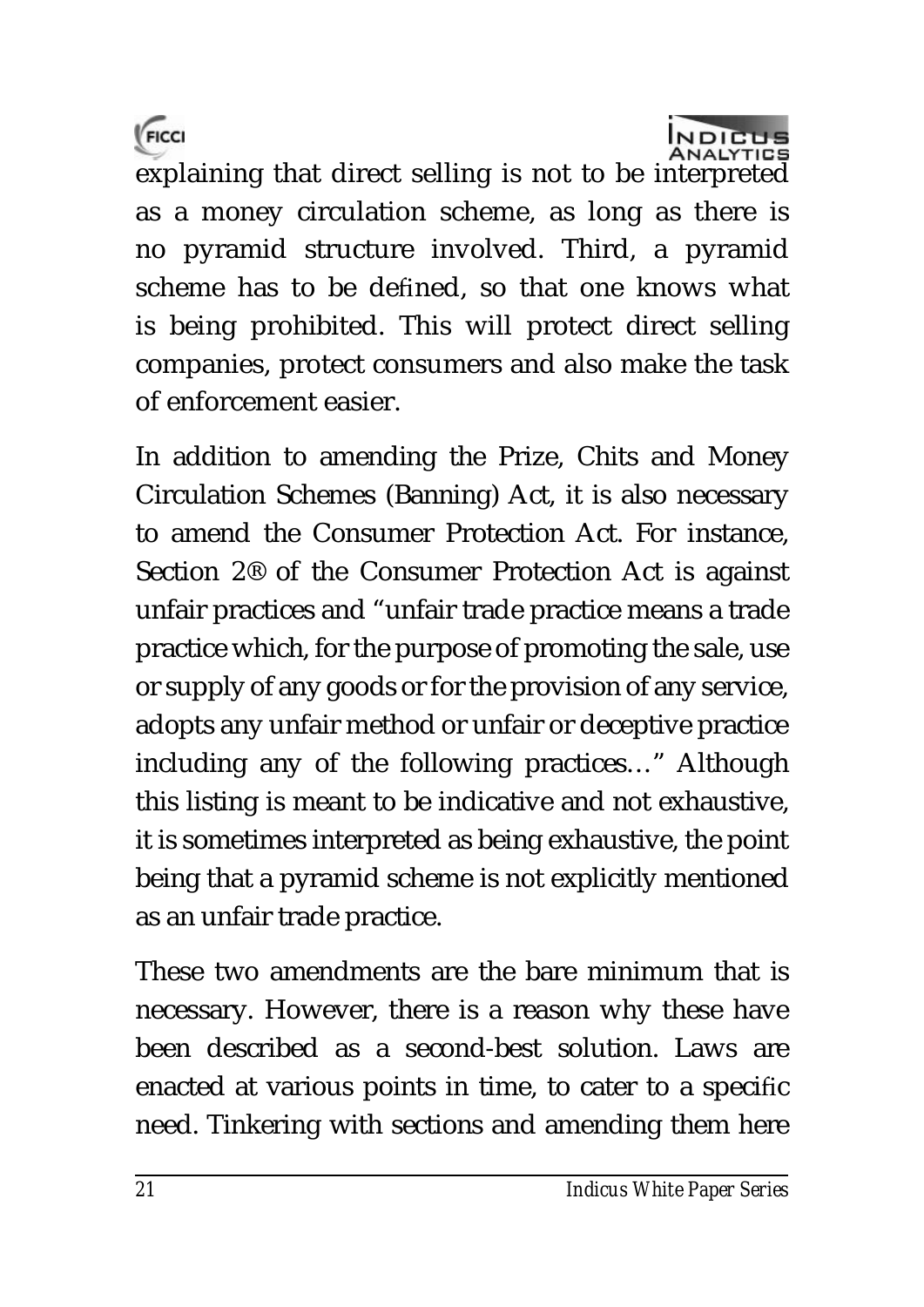explaining that direct selling is not to be interpreted as a money circulation scheme, as long as there is no pyramid structure involved. Third, a pyramid scheme has to be defined, so that one knows what is being prohibited. This will protect direct selling companies, protect consumers and also make the task of enforcement easier.

In addition to amending the Prize, Chits and Money Circulation Schemes (Banning) Act, it is also necessary to amend the Consumer Protection Act. For instance, Section 2® of the Consumer Protection Act is against unfair practices and "unfair trade practice means a trade practice which, for the purpose of promoting the sale, use or supply of any goods or for the provision of any service, adopts any unfair method or unfair or deceptive practice including any of the following practices…" Although this listing is meant to be indicative and not exhaustive, it is sometimes interpreted as being exhaustive, the point being that a pyramid scheme is not explicitly mentioned as an unfair trade practice.

These two amendments are the bare minimum that is necessary. However, there is a reason why these have been described as a second-best solution. Laws are enacted at various points in time, to cater to a specific need. Tinkering with sections and amending them here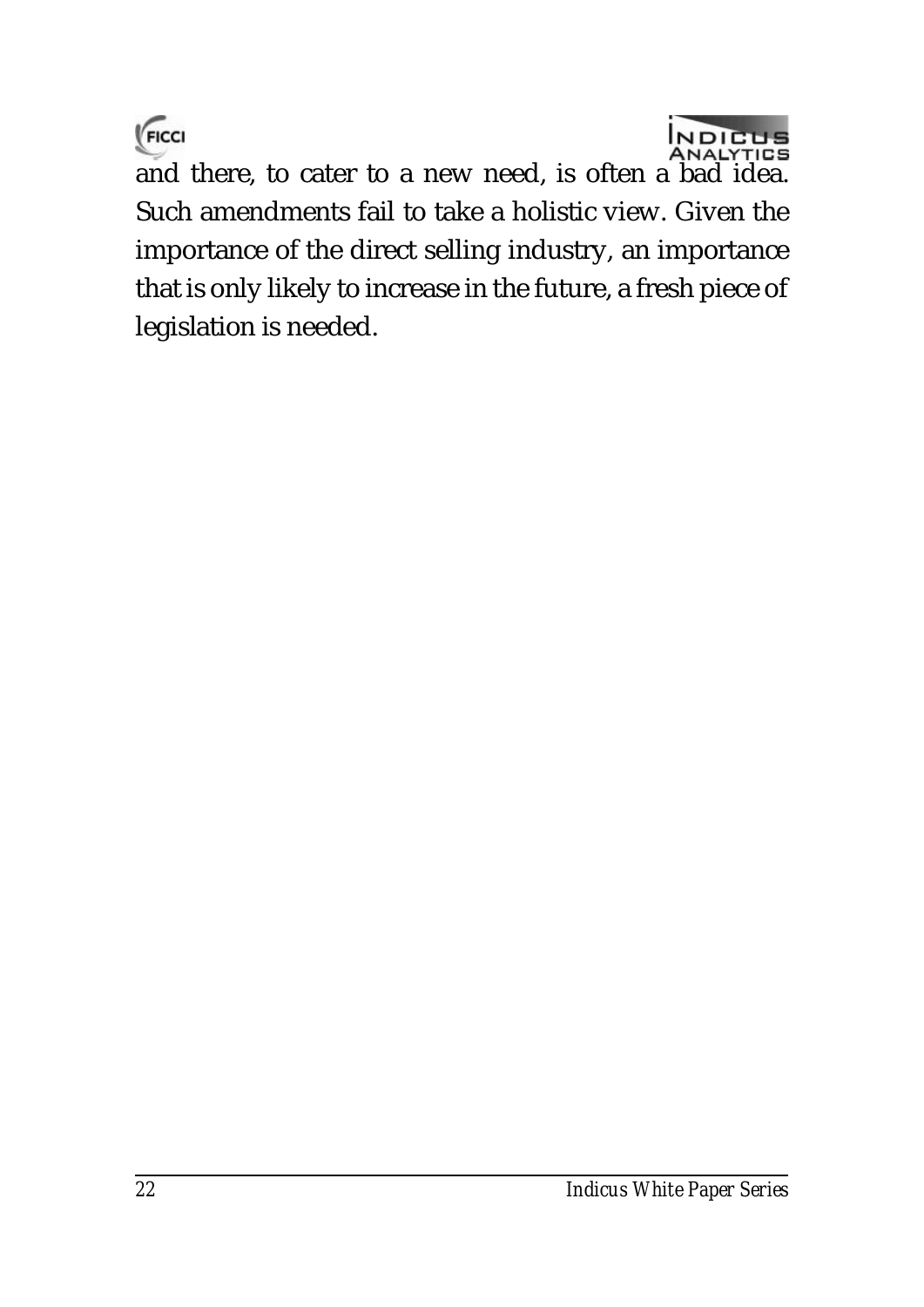and there, to cater to a new need, is often a bad idea. Such amendments fail to take a holistic view. Given the importance of the direct selling industry, an importance that is only likely to increase in the future, a fresh piece of legislation is needed.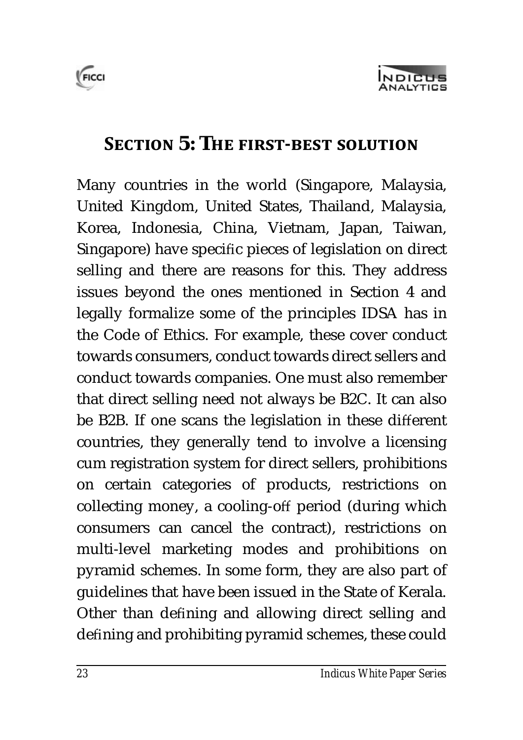## SECTION 5: THE FIRST-BEST SOLUTION

Many countries in the world (Singapore, Malaysia, United Kingdom, United States, Thailand, Malaysia, Korea, Indonesia, China, Vietnam, Japan, Taiwan, Singapore) have specific pieces of legislation on direct selling and there are reasons for this. They address issues beyond the ones mentioned in Section 4 and legally formalize some of the principles IDSA has in the Code of Ethics. For example, these cover conduct towards consumers, conduct towards direct sellers and conduct towards companies. One must also remember that direct selling need not always be B2C. It can also be B2B. If one scans the legislation in these different countries, they generally tend to involve a licensing cum registration system for direct sellers, prohibitions on certain categories of products, restrictions on collecting money, a cooling-off period (during which consumers can cancel the contract), restrictions on multi-level marketing modes and prohibitions on pyramid schemes. In some form, they are also part of guidelines that have been issued in the State of Kerala. Other than defining and allowing direct selling and defining and prohibiting pyramid schemes, these could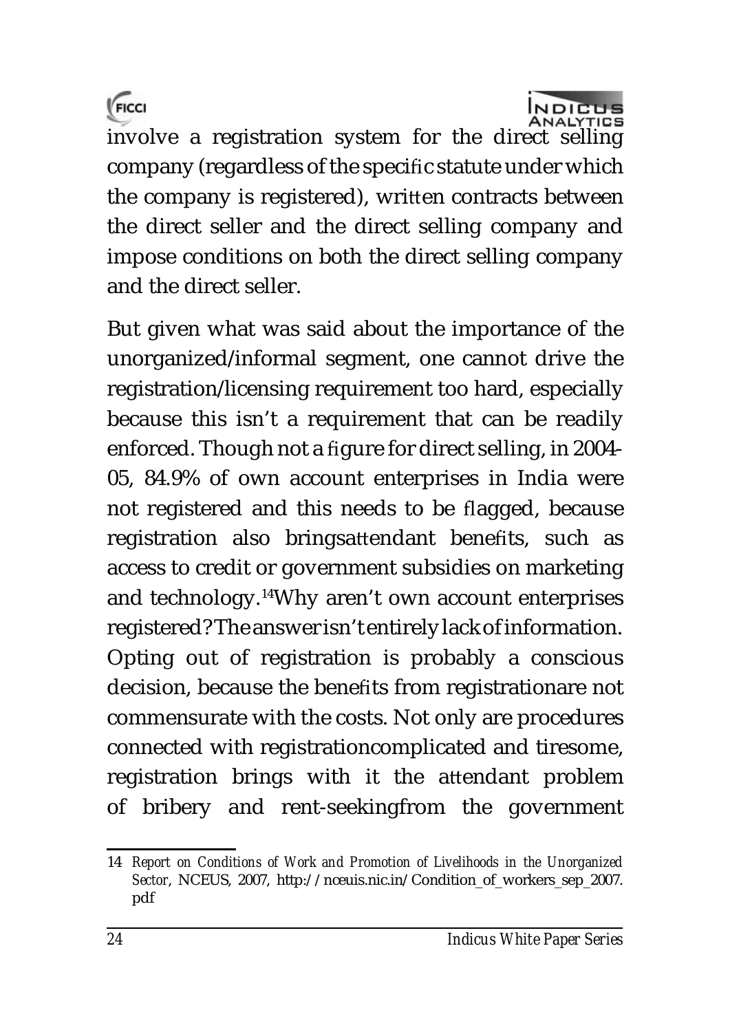involve a registration system for the direct selling company (regardless of the specific statute under which the company is registered), written contracts between the direct seller and the direct selling company and impose conditions on both the direct selling company and the direct seller.

But given what was said about the importance of the unorganized/informal segment, one cannot drive the registration/licensing requirement too hard, especially because this isn't a requirement that can be readily enforced. Though not a figure for direct selling, in 2004-05, 84.9% of own account enterprises in India were not registered and this needs to be flagged, because registration also bringsattendant benefits, such as access to credit or government subsidies on marketing and technology.[14]Why aren't own account enterprises registered? The answer isn't entirely lack of information. Opting out of registration is probably a conscious decision, because the benefits from registrationare not commensurate with the costs. Not only are procedures connected with registrationcomplicated and tiresome, registration brings with it the attendant problem of bribery and rent-seekingfrom the government

---

14 *Report on Conditions of Work and Promotion of Livelihoods in the Unorganized Sector*, NCEUS, 2007, http://nceuis.nic.in/Condition_of_workers_sep_2007.pdf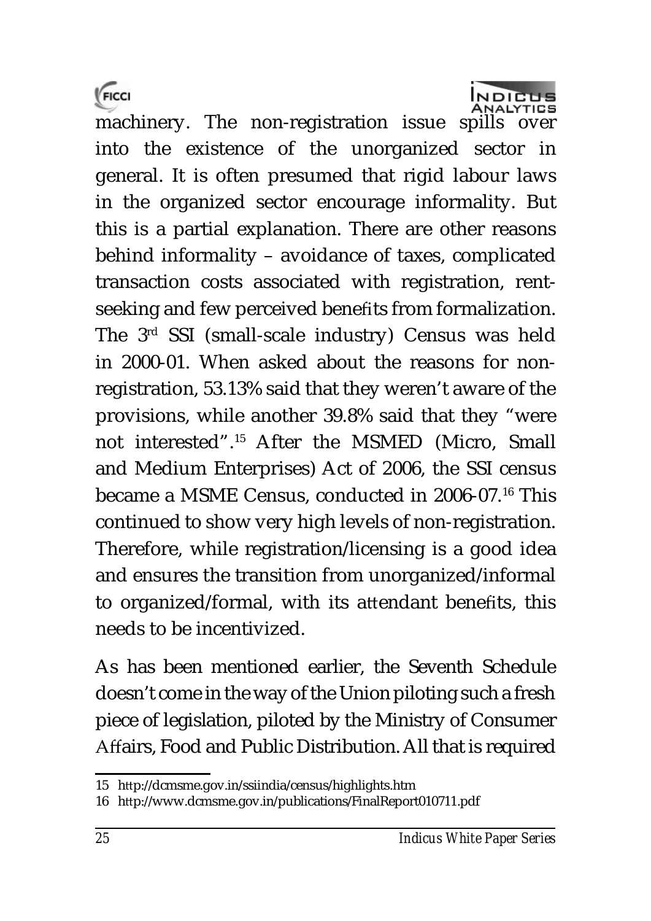machinery. The non-registration issue spills over into the existence of the unorganized sector in general. It is often presumed that rigid labour laws in the organized sector encourage informality. But this is a partial explanation. There are other reasons behind informality – avoidance of taxes, complicated transaction costs associated with registration, rent-seeking and few perceived benefits from formalization. The 3rd SSI (small-scale industry) Census was held in 2000-01. When asked about the reasons for non-registration, 53.13% said that they weren't aware of the provisions, while another 39.8% said that they "were not interested".[15] After the MSMED (Micro, Small and Medium Enterprises) Act of 2006, the SSI census became a MSME Census, conducted in 2006-07.[16] This continued to show very high levels of non-registration. Therefore, while registration/licensing is a good idea and ensures the transition from unorganized/informal to organized/formal, with its attendant benefits, this needs to be incentivized.

As has been mentioned earlier, the Seventh Schedule doesn't come in the way of the Union piloting such a fresh piece of legislation, piloted by the Ministry of Consumer Affairs, Food and Public Distribution. All that is required

---

15 http://dcmsme.gov.in/ssiindia/census/highlights.htm

16 http://www.dcmsme.gov.in/publications/FinalReport010711.pdf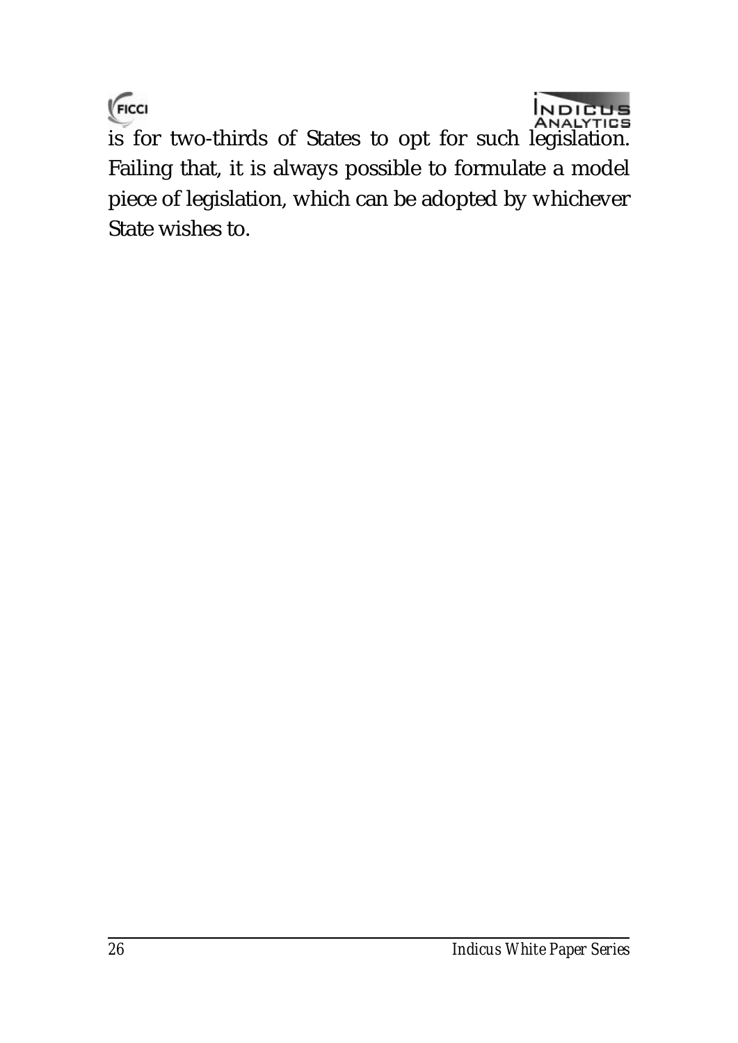is for two-thirds of States to opt for such legislation. Failing that, it is always possible to formulate a model piece of legislation, which can be adopted by whichever State wishes to.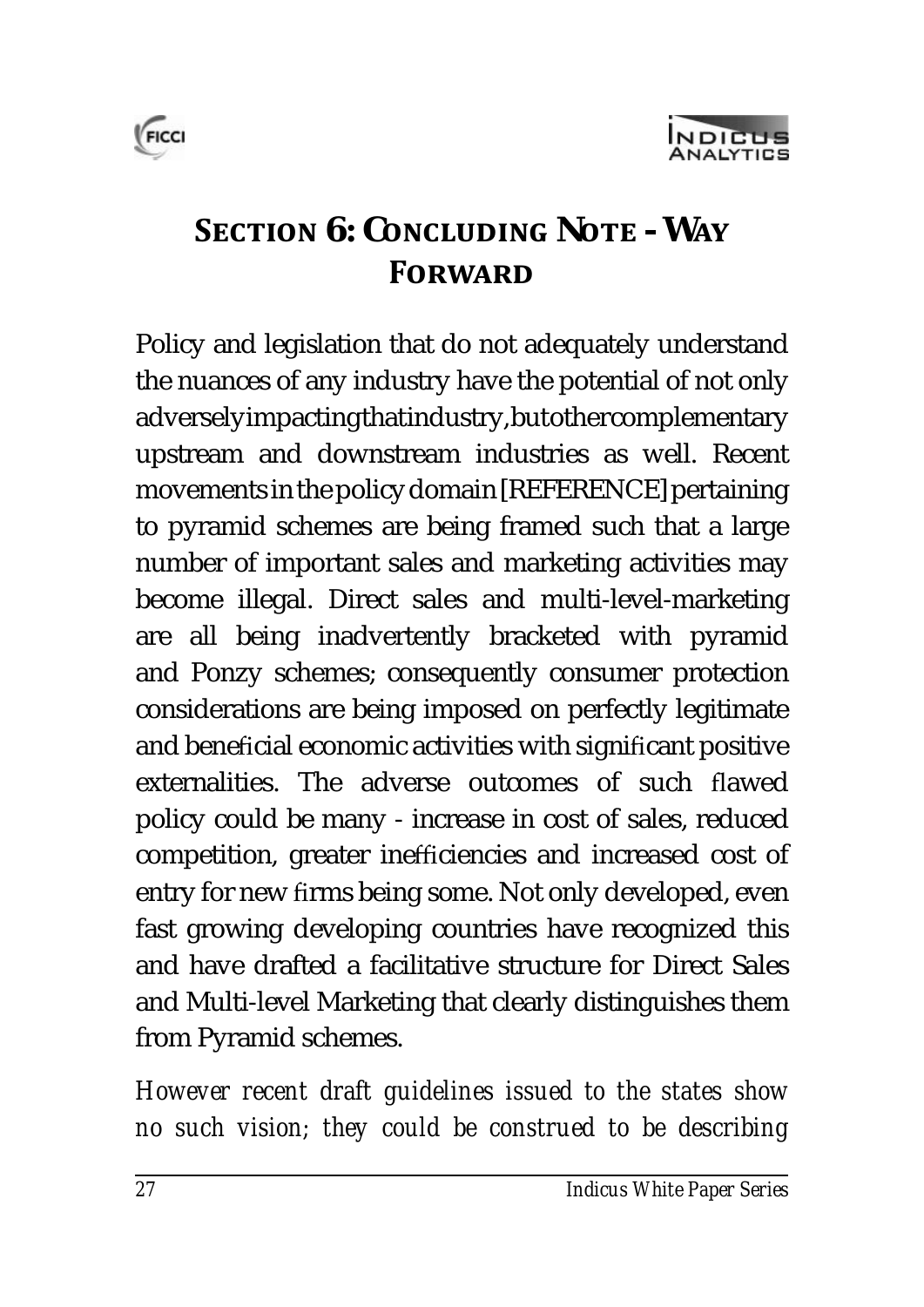# SECTION 6: CONCLUDING NOTE - WAY FORWARD

Policy and legislation that do not adequately understand the nuances of any industry have the potential of not only adversely impacting that industry, but other complementary upstream and downstream industries as well. Recent movements in the policy domain [REFERENCE] pertaining to pyramid schemes are being framed such that a large number of important sales and marketing activities may become illegal. Direct sales and multi-level-marketing are all being inadvertently bracketed with pyramid and Ponzy schemes; consequently consumer protection considerations are being imposed on perfectly legitimate and beneficial economic activities with significant positive externalities. The adverse outcomes of such flawed policy could be many - increase in cost of sales, reduced competition, greater inefficiencies and increased cost of entry for new firms being some. Not only developed, even fast growing developing countries have recognized this and have drafted a facilitative structure for Direct Sales and Multi-level Marketing that clearly distinguishes them from Pyramid schemes.

*However recent draft guidelines issued to the states show no such vision; they could be construed to be describing*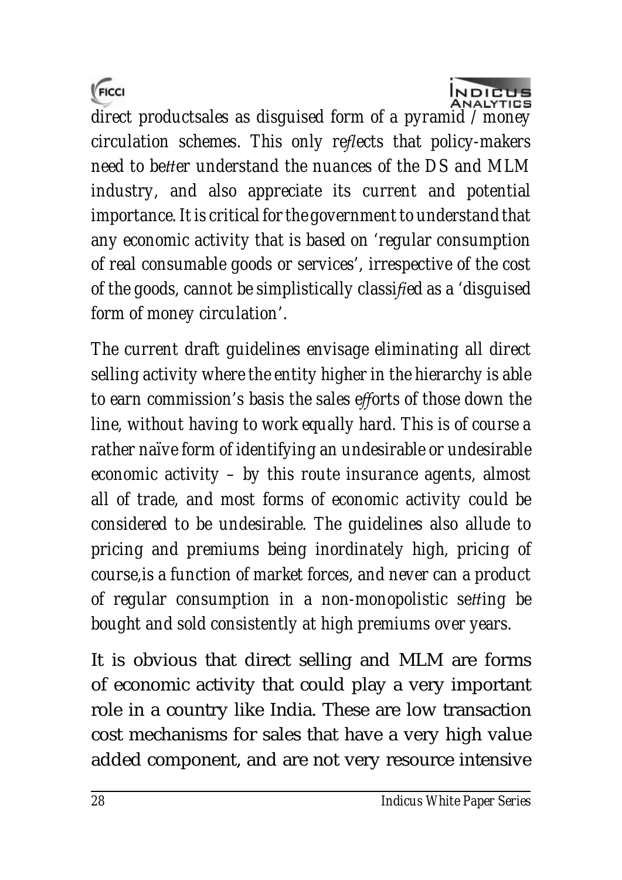*direct productsales as disguised form of a pyramid / money circulation schemes. This only reflects that policy-makers need to better understand the nuances of the DS and MLM industry, and also appreciate its current and potential importance. It is critical for the government to understand that any economic activity that is based on 'regular consumption of real consumable goods or services', irrespective of the cost of the goods, cannot be simplistically classified as a 'disguised form of money circulation'.*

*The current draft guidelines envisage eliminating all direct selling activity where the entity higher in the hierarchy is able to earn commission's basis the sales efforts of those down the line, without having to work equally hard. This is of course a rather naïve form of identifying an undesirable or undesirable economic activity – by this route insurance agents, almost all of trade, and most forms of economic activity could be considered to be undesirable. The guidelines also allude to pricing and premiums being inordinately high, pricing of course,is a function of market forces, and never can a product of regular consumption in a non-monopolistic setting be bought and sold consistently at high premiums over years.*

It is obvious that direct selling and MLM are forms of economic activity that could play a very important role in a country like India. These are low transaction cost mechanisms for sales that have a very high value added component, and are not very resource intensive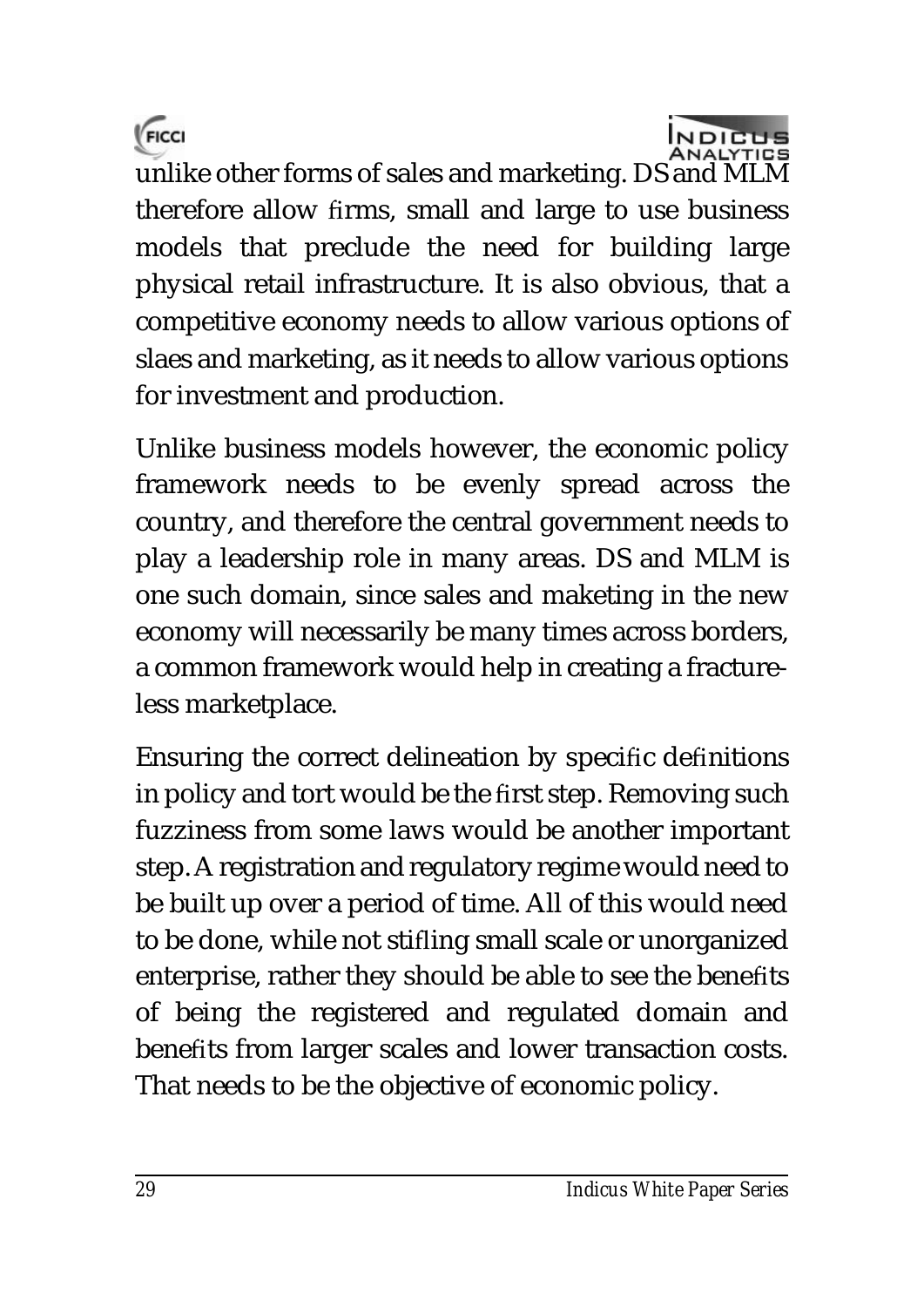unlike other forms of sales and marketing. DS and MLM therefore allow firms, small and large to use business models that preclude the need for building large physical retail infrastructure. It is also obvious, that a competitive economy needs to allow various options of slaes and marketing, as it needs to allow various options for investment and production.

Unlike business models however, the economic policy framework needs to be evenly spread across the country, and therefore the central government needs to play a leadership role in many areas. DS and MLM is one such domain, since sales and maketing in the new economy will necessarily be many times across borders, a common framework would help in creating a fractureless marketplace.

Ensuring the correct delineation by specific definitions in policy and tort would be the first step. Removing such fuzziness from some laws would be another important step. A registration and regulatory regime would need to be built up over a period of time. All of this would need to be done, while not stifling small scale or unorganized enterprise, rather they should be able to see the benefits of being the registered and regulated domain and benefits from larger scales and lower transaction costs. That needs to be the objective of economic policy.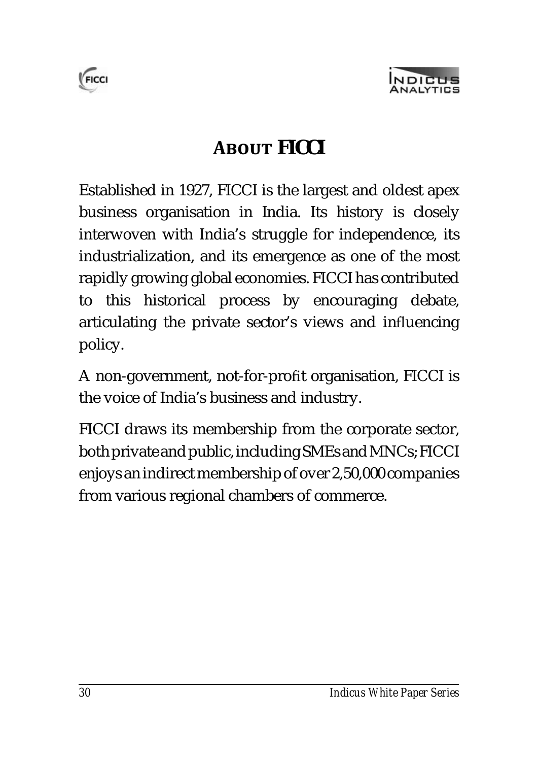# ABOUT FICCI

Established in 1927, FICCI is the largest and oldest apex business organisation in India. Its history is closely interwoven with India's struggle for independence, its industrialization, and its emergence as one of the most rapidly growing global economies. FICCI has contributed to this historical process by encouraging debate, articulating the private sector's views and influencing policy.

A non-government, not-for-profit organisation, FICCI is the voice of India's business and industry.

FICCI draws its membership from the corporate sector, both private and public, including SMEs and MNCs; FICCI enjoys an indirect membership of over 2,50,000 companies from various regional chambers of commerce.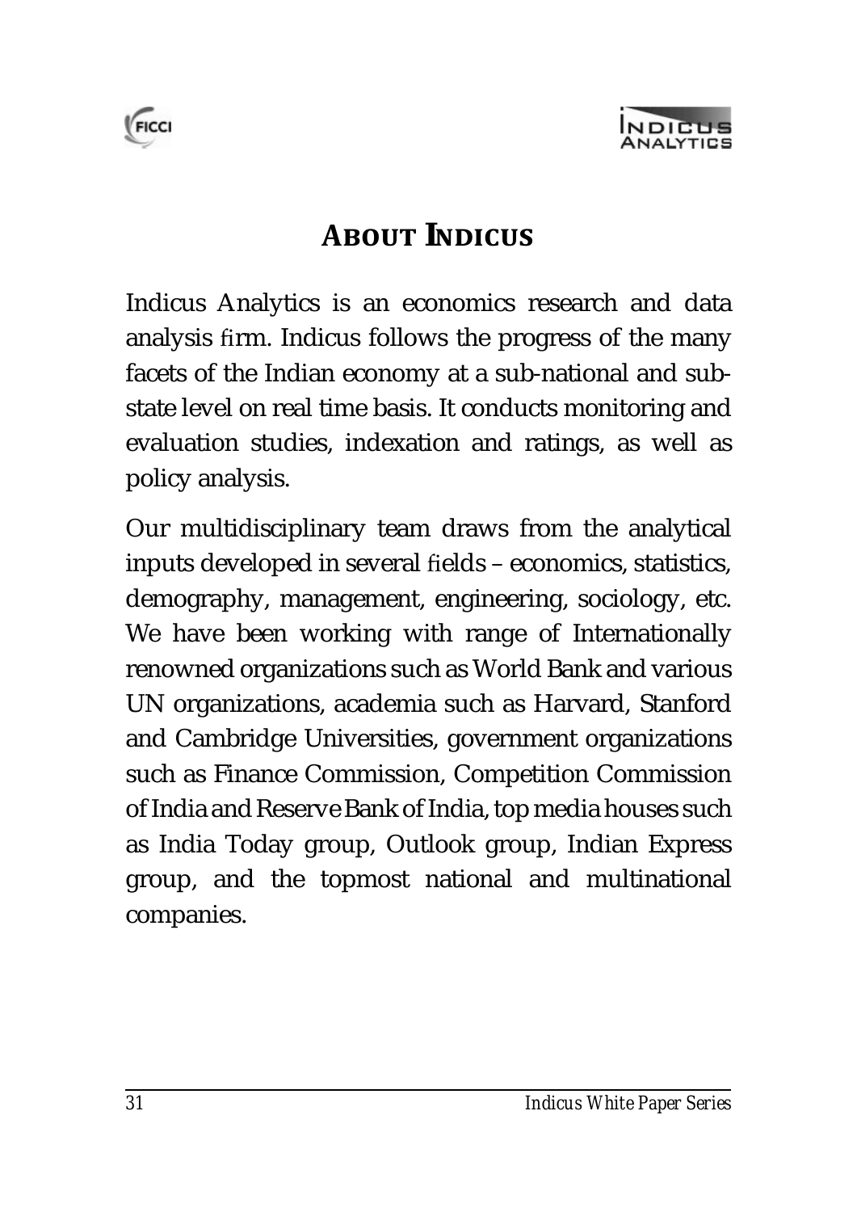# ABOUT INDICUS

Indicus Analytics is an economics research and data analysis firm. Indicus follows the progress of the many facets of the Indian economy at a sub-national and sub-state level on real time basis. It conducts monitoring and evaluation studies, indexation and ratings, as well as policy analysis.

Our multidisciplinary team draws from the analytical inputs developed in several fields – economics, statistics, demography, management, engineering, sociology, etc. We have been working with range of Internationally renowned organizations such as World Bank and various UN organizations, academia such as Harvard, Stanford and Cambridge Universities, government organizations such as Finance Commission, Competition Commission of India and Reserve Bank of India, top media houses such as India Today group, Outlook group, Indian Express group, and the topmost national and multinational companies.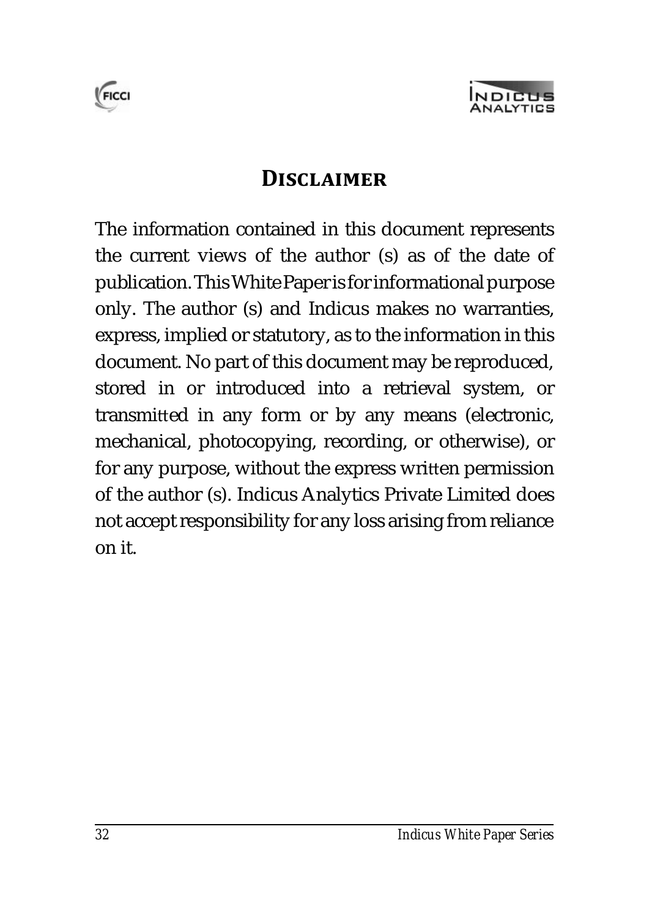## Disclaimer

The information contained in this document represents the current views of the author (s) as of the date of publication. This White Paper is for informational purpose only. The author (s) and Indicus makes no warranties, express, implied or statutory, as to the information in this document. No part of this document may be reproduced, stored in or introduced into a retrieval system, or transmitted in any form or by any means (electronic, mechanical, photocopying, recording, or otherwise), or for any purpose, without the express written permission of the author (s). Indicus Analytics Private Limited does not accept responsibility for any loss arising from reliance on it.